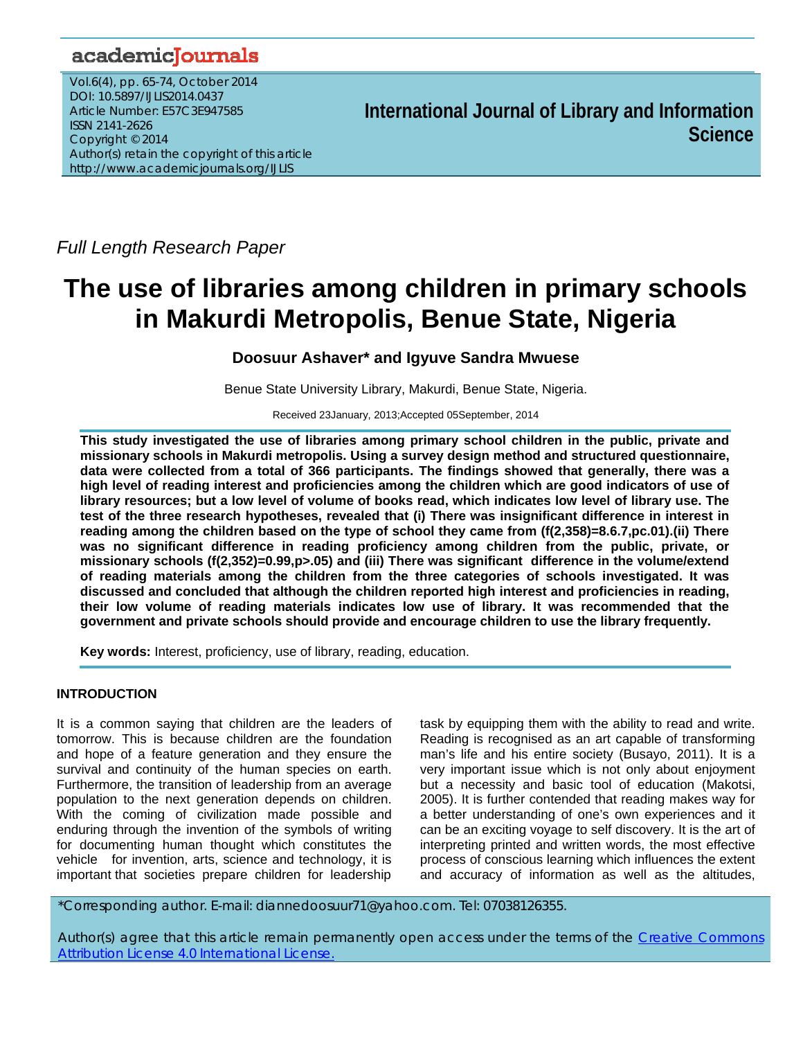academicJournals

Vol.6(4), pp. 65-74, October 2014
DOI: 10.5897/IJLIS2014.0437
Article Number: E57C3E947585
ISSN 2141-2626
Copyright © 2014
Author(s) retain the copyright of this article
http://www.academicjournals.org/IJLIS

**International Journal of Library and Information Science**

*Full Length Research Paper*

# The use of libraries among children in primary schools in Makurdi Metropolis, Benue State, Nigeria

**Doosuur Ashaver\* and Igyuve Sandra Mwuese**

Benue State University Library, Makurdi, Benue State, Nigeria.

Received 23January, 2013;Accepted 05September, 2014

**This study investigated the use of libraries among primary school children in the public, private and missionary schools in Makurdi metropolis. Using a survey design method and structured questionnaire, data were collected from a total of 366 participants. The findings showed that generally, there was a high level of reading interest and proficiencies among the children which are good indicators of use of library resources; but a low level of volume of books read, which indicates low level of library use. The test of the three research hypotheses, revealed that (i) There was insignificant difference in interest in reading among the children based on the type of school they came from (f(2,358)=8.6.7,pc.01).(ii) There was no significant difference in reading proficiency among children from the public, private, or missionary schools (f(2,352)=0.99,p>.05) and (iii) There was significant difference in the volume/extend of reading materials among the children from the three categories of schools investigated. It was discussed and concluded that although the children reported high interest and proficiencies in reading, their low volume of reading materials indicates low use of library. It was recommended that the government and private schools should provide and encourage children to use the library frequently.**

**Key words:** Interest, proficiency, use of library, reading, education.

## INTRODUCTION

It is a common saying that children are the leaders of tomorrow. This is because children are the foundation and hope of a feature generation and they ensure the survival and continuity of the human species on earth. Furthermore, the transition of leadership from an average population to the next generation depends on children. With the coming of civilization made possible and enduring through the invention of the symbols of writing for documenting human thought which constitutes the vehicle for invention, arts, science and technology, it is important that societies prepare children for leadership task by equipping them with the ability to read and write. Reading is recognised as an art capable of transforming man's life and his entire society (Busayo, 2011). It is a very important issue which is not only about enjoyment but a necessity and basic tool of education (Makotsi, 2005). It is further contended that reading makes way for a better understanding of one's own experiences and it can be an exciting voyage to self discovery. It is the art of interpreting printed and written words, the most effective process of conscious learning which influences the extent and accuracy of information as well as the altitudes,

\*Corresponding author. E-mail: diannedoosuur71@yahoo.com. Tel: 07038126355.

Author(s) agree that this article remain permanently open access under the terms of the Creative Commons Attribution License 4.0 International License.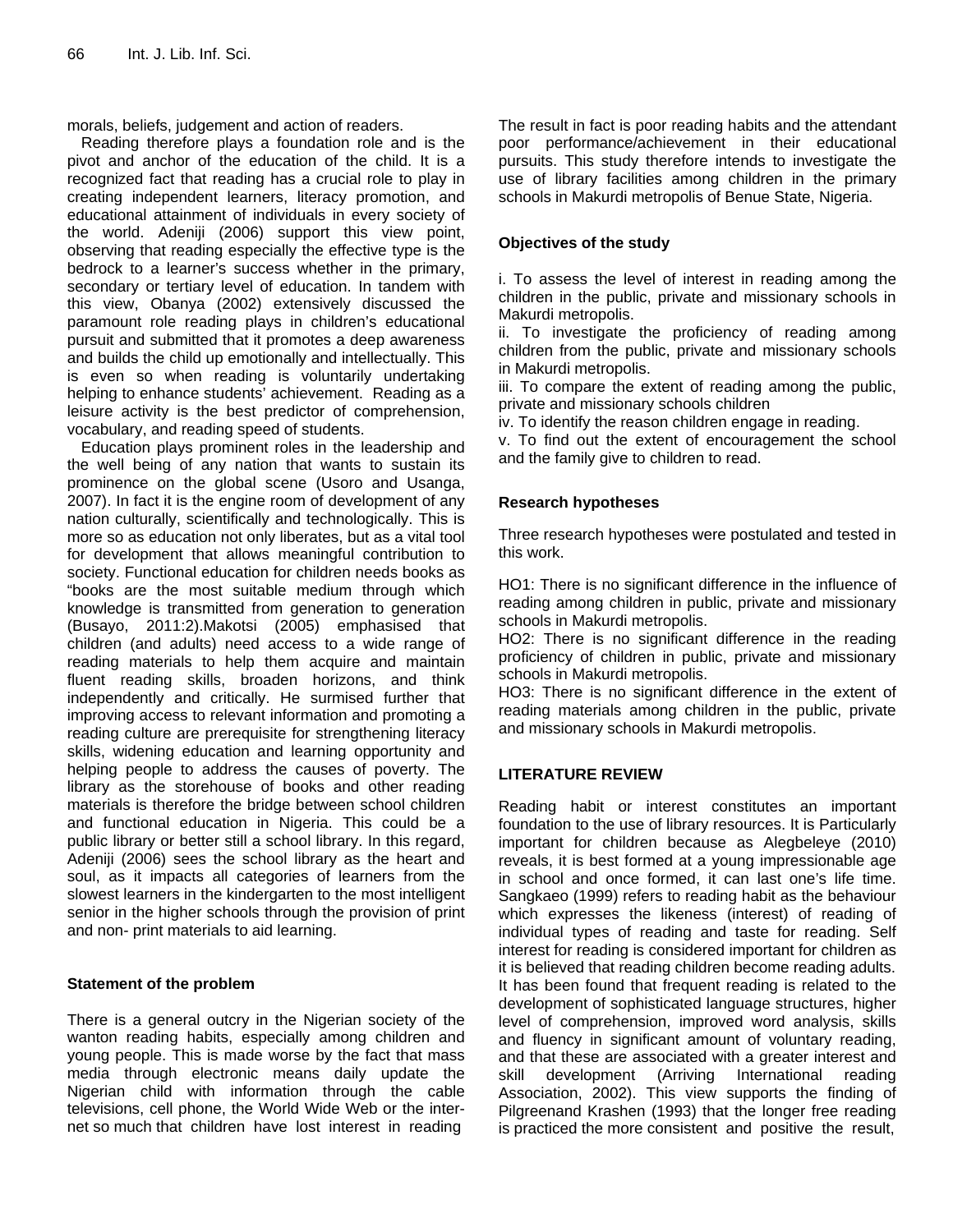morals, beliefs, judgement and action of readers.

Reading therefore plays a foundation role and is the pivot and anchor of the education of the child. It is a recognized fact that reading has a crucial role to play in creating independent learners, literacy promotion, and educational attainment of individuals in every society of the world. Adeniji (2006) support this view point, observing that reading especially the effective type is the bedrock to a learner's success whether in the primary, secondary or tertiary level of education. In tandem with this view, Obanya (2002) extensively discussed the paramount role reading plays in children's educational pursuit and submitted that it promotes a deep awareness and builds the child up emotionally and intellectually. This is even so when reading is voluntarily undertaking helping to enhance students' achievement. Reading as a leisure activity is the best predictor of comprehension, vocabulary, and reading speed of students.

Education plays prominent roles in the leadership and the well being of any nation that wants to sustain its prominence on the global scene (Usoro and Usanga, 2007). In fact it is the engine room of development of any nation culturally, scientifically and technologically. This is more so as education not only liberates, but as a vital tool for development that allows meaningful contribution to society. Functional education for children needs books as "books are the most suitable medium through which knowledge is transmitted from generation to generation (Busayo, 2011:2).Makotsi (2005) emphasised that children (and adults) need access to a wide range of reading materials to help them acquire and maintain fluent reading skills, broaden horizons, and think independently and critically. He surmised further that improving access to relevant information and promoting a reading culture are prerequisite for strengthening literacy skills, widening education and learning opportunity and helping people to address the causes of poverty. The library as the storehouse of books and other reading materials is therefore the bridge between school children and functional education in Nigeria. This could be a public library or better still a school library. In this regard, Adeniji (2006) sees the school library as the heart and soul, as it impacts all categories of learners from the slowest learners in the kindergarten to the most intelligent senior in the higher schools through the provision of print and non- print materials to aid learning.

## Statement of the problem

There is a general outcry in the Nigerian society of the wanton reading habits, especially among children and young people. This is made worse by the fact that mass media through electronic means daily update the Nigerian child with information through the cable televisions, cell phone, the World Wide Web or the internet so much that children have lost interest in reading The result in fact is poor reading habits and the attendant poor performance/achievement in their educational pursuits. This study therefore intends to investigate the use of library facilities among children in the primary schools in Makurdi metropolis of Benue State, Nigeria.

## Objectives of the study

i. To assess the level of interest in reading among the children in the public, private and missionary schools in Makurdi metropolis.

ii. To investigate the proficiency of reading among children from the public, private and missionary schools in Makurdi metropolis.

iii. To compare the extent of reading among the public, private and missionary schools children

iv. To identify the reason children engage in reading.

v. To find out the extent of encouragement the school and the family give to children to read.

## Research hypotheses

Three research hypotheses were postulated and tested in this work.

HO1: There is no significant difference in the influence of reading among children in public, private and missionary schools in Makurdi metropolis.

HO2: There is no significant difference in the reading proficiency of children in public, private and missionary schools in Makurdi metropolis.

HO3: There is no significant difference in the extent of reading materials among children in the public, private and missionary schools in Makurdi metropolis.

## LITERATURE REVIEW

Reading habit or interest constitutes an important foundation to the use of library resources. It is Particularly important for children because as Alegbeleye (2010) reveals, it is best formed at a young impressionable age in school and once formed, it can last one's life time. Sangkaeo (1999) refers to reading habit as the behaviour which expresses the likeness (interest) of reading of individual types of reading and taste for reading. Self interest for reading is considered important for children as it is believed that reading children become reading adults. It has been found that frequent reading is related to the development of sophisticated language structures, higher level of comprehension, improved word analysis, skills and fluency in significant amount of voluntary reading, and that these are associated with a greater interest and skill development (Arriving International reading Association, 2002). This view supports the finding of Pilgreenand Krashen (1993) that the longer free reading is practiced the more consistent and positive the result,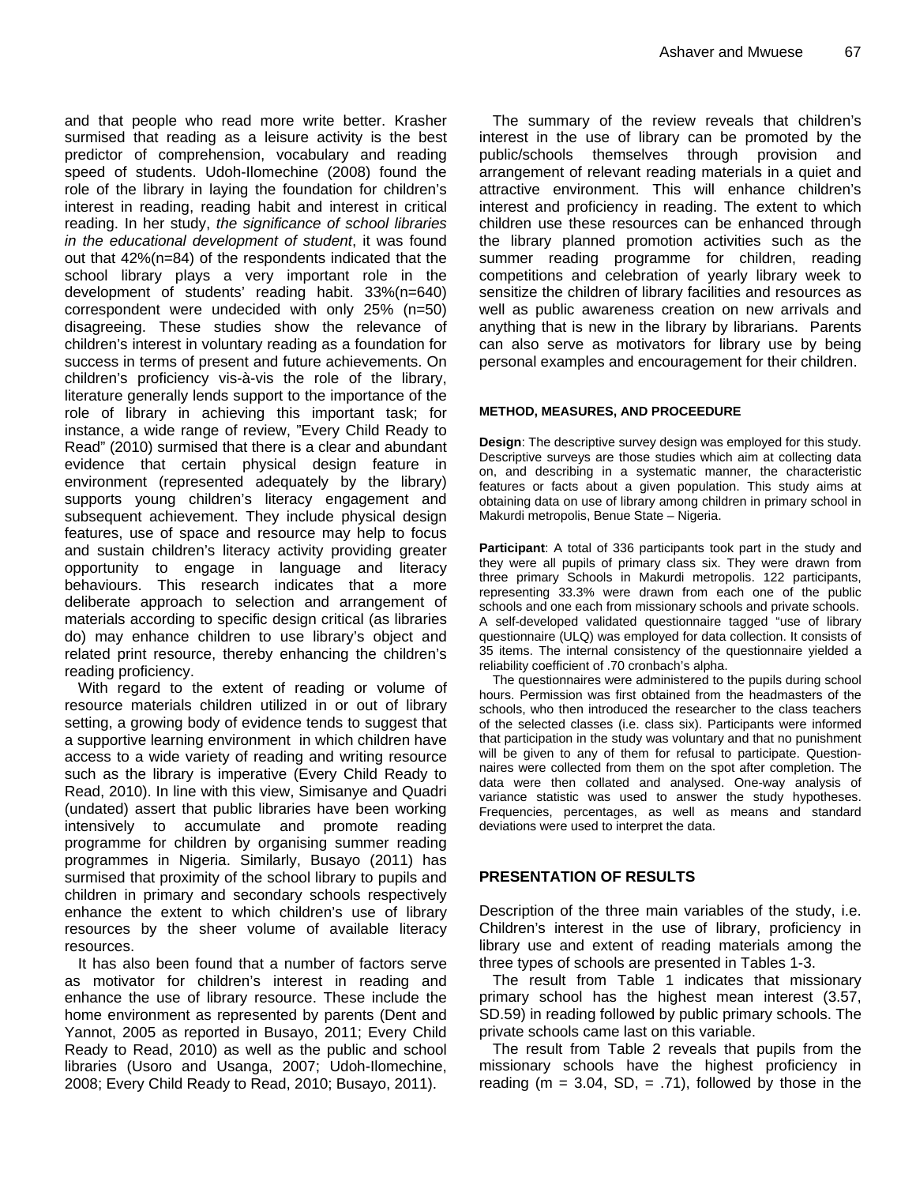and that people who read more write better. Krasher surmised that reading as a leisure activity is the best predictor of comprehension, vocabulary and reading speed of students. Udoh-Ilomechine (2008) found the role of the library in laying the foundation for children's interest in reading, reading habit and interest in critical reading. In her study, *the significance of school libraries in the educational development of student*, it was found out that 42%(n=84) of the respondents indicated that the school library plays a very important role in the development of students' reading habit. 33%(n=640) correspondent were undecided with only 25% (n=50) disagreeing. These studies show the relevance of children's interest in voluntary reading as a foundation for success in terms of present and future achievements. On children's proficiency vis-à-vis the role of the library, literature generally lends support to the importance of the role of library in achieving this important task; for instance, a wide range of review, "Every Child Ready to Read" (2010) surmised that there is a clear and abundant evidence that certain physical design feature in environment (represented adequately by the library) supports young children's literacy engagement and subsequent achievement. They include physical design features, use of space and resource may help to focus and sustain children's literacy activity providing greater opportunity to engage in language and literacy behaviours. This research indicates that a more deliberate approach to selection and arrangement of materials according to specific design critical (as libraries do) may enhance children to use library's object and related print resource, thereby enhancing the children's reading proficiency.

With regard to the extent of reading or volume of resource materials children utilized in or out of library setting, a growing body of evidence tends to suggest that a supportive learning environment in which children have access to a wide variety of reading and writing resource such as the library is imperative (Every Child Ready to Read, 2010). In line with this view, Simisanye and Quadri (undated) assert that public libraries have been working intensively to accumulate and promote reading programme for children by organising summer reading programmes in Nigeria. Similarly, Busayo (2011) has surmised that proximity of the school library to pupils and children in primary and secondary schools respectively enhance the extent to which children's use of library resources by the sheer volume of available literacy resources.

It has also been found that a number of factors serve as motivator for children's interest in reading and enhance the use of library resource. These include the home environment as represented by parents (Dent and Yannot, 2005 as reported in Busayo, 2011; Every Child Ready to Read, 2010) as well as the public and school libraries (Usoro and Usanga, 2007; Udoh-Ilomechine, 2008; Every Child Ready to Read, 2010; Busayo, 2011).

The summary of the review reveals that children's interest in the use of library can be promoted by the public/schools themselves through provision and arrangement of relevant reading materials in a quiet and attractive environment. This will enhance children's interest and proficiency in reading. The extent to which children use these resources can be enhanced through the library planned promotion activities such as the summer reading programme for children, reading competitions and celebration of yearly library week to sensitize the children of library facilities and resources as well as public awareness creation on new arrivals and anything that is new in the library by librarians. Parents can also serve as motivators for library use by being personal examples and encouragement for their children.

## METHOD, MEASURES, AND PROCEEDURE

**Design**: The descriptive survey design was employed for this study. Descriptive surveys are those studies which aim at collecting data on, and describing in a systematic manner, the characteristic features or facts about a given population. This study aims at obtaining data on use of library among children in primary school in Makurdi metropolis, Benue State – Nigeria.

**Participant**: A total of 336 participants took part in the study and they were all pupils of primary class six. They were drawn from three primary Schools in Makurdi metropolis. 122 participants, representing 33.3% were drawn from each one of the public schools and one each from missionary schools and private schools. A self-developed validated questionnaire tagged "use of library questionnaire (ULQ) was employed for data collection. It consists of 35 items. The internal consistency of the questionnaire yielded a reliability coefficient of .70 cronbach's alpha.

The questionnaires were administered to the pupils during school hours. Permission was first obtained from the headmasters of the schools, who then introduced the researcher to the class teachers of the selected classes (i.e. class six). Participants were informed that participation in the study was voluntary and that no punishment will be given to any of them for refusal to participate. Questionnaires were collected from them on the spot after completion. The data were then collated and analysed. One-way analysis of variance statistic was used to answer the study hypotheses. Frequencies, percentages, as well as means and standard deviations were used to interpret the data.

## PRESENTATION OF RESULTS

Description of the three main variables of the study, i.e. Children's interest in the use of library, proficiency in library use and extent of reading materials among the three types of schools are presented in Tables 1-3.

The result from Table 1 indicates that missionary primary school has the highest mean interest (3.57, SD.59) in reading followed by public primary schools. The private schools came last on this variable.

The result from Table 2 reveals that pupils from the missionary schools have the highest proficiency in reading (m = 3.04, SD, = .71), followed by those in the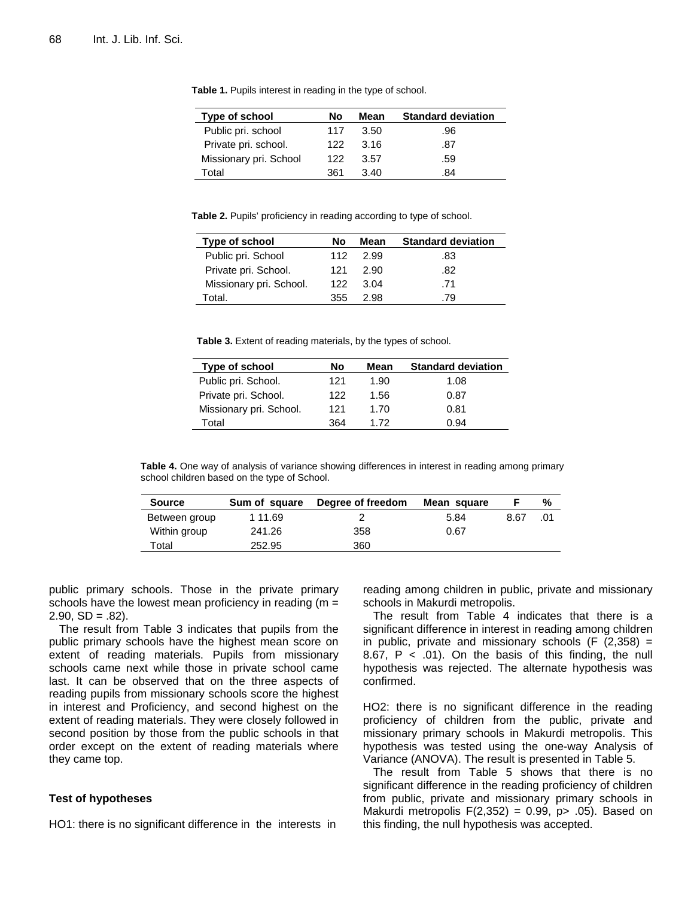**Table 1.** Pupils interest in reading in the type of school.

| Type of school | No | Mean | Standard deviation |
|---|---|---|---|
| Public pri. school | 117 | 3.50 | .96 |
| Private pri. school. | 122 | 3.16 | .87 |
| Missionary pri. School | 122 | 3.57 | .59 |
| Total | 361 | 3.40 | .84 |

**Table 2.** Pupils' proficiency in reading according to type of school.

| Type of school | No | Mean | Standard deviation |
|---|---|---|---|
| Public pri. School | 112 | 2.99 | .83 |
| Private pri. School. | 121 | 2.90 | .82 |
| Missionary pri. School. | 122 | 3.04 | .71 |
| Total. | 355 | 2.98 | .79 |

**Table 3.** Extent of reading materials, by the types of school.

| Type of school | No | Mean | Standard deviation |
|---|---|---|---|
| Public pri. School. | 121 | 1.90 | 1.08 |
| Private pri. School. | 122 | 1.56 | 0.87 |
| Missionary pri. School. | 121 | 1.70 | 0.81 |
| Total | 364 | 1.72 | 0.94 |

**Table 4.** One way of analysis of variance showing differences in interest in reading among primary school children based on the type of School.

| Source | Sum of square | Degree of freedom | Mean square | F | % |
|---|---|---|---|---|---|
| Between group | 1 11.69 | 2 | 5.84 | 8.67 | .01 |
| Within group | 241.26 | 358 | 0.67 | | |
| Total | 252.95 | 360 | | | |

public primary schools. Those in the private primary schools have the lowest mean proficiency in reading (m = 2.90, SD = .82).

The result from Table 3 indicates that pupils from the public primary schools have the highest mean score on extent of reading materials. Pupils from missionary schools came next while those in private school came last. It can be observed that on the three aspects of reading pupils from missionary schools score the highest in interest and Proficiency, and second highest on the extent of reading materials. They were closely followed in second position by those from the public schools in that order except on the extent of reading materials where they came top.

### Test of hypotheses

HO1: there is no significant difference in the interests in reading among children in public, private and missionary schools in Makurdi metropolis.

The result from Table 4 indicates that there is a significant difference in interest in reading among children in public, private and missionary schools ($F$ (2,358) = 8.67, $P < .01$). On the basis of this finding, the null hypothesis was rejected. The alternate hypothesis was confirmed.

HO2: there is no significant difference in the reading proficiency of children from the public, private and missionary primary schools in Makurdi metropolis. This hypothesis was tested using the one-way Analysis of Variance (ANOVA). The result is presented in Table 5.

The result from Table 5 shows that there is no significant difference in the reading proficiency of children from public, private and missionary primary schools in Makurdi metropolis $F(2,352) = 0.99$, $p > .05$). Based on this finding, the null hypothesis was accepted.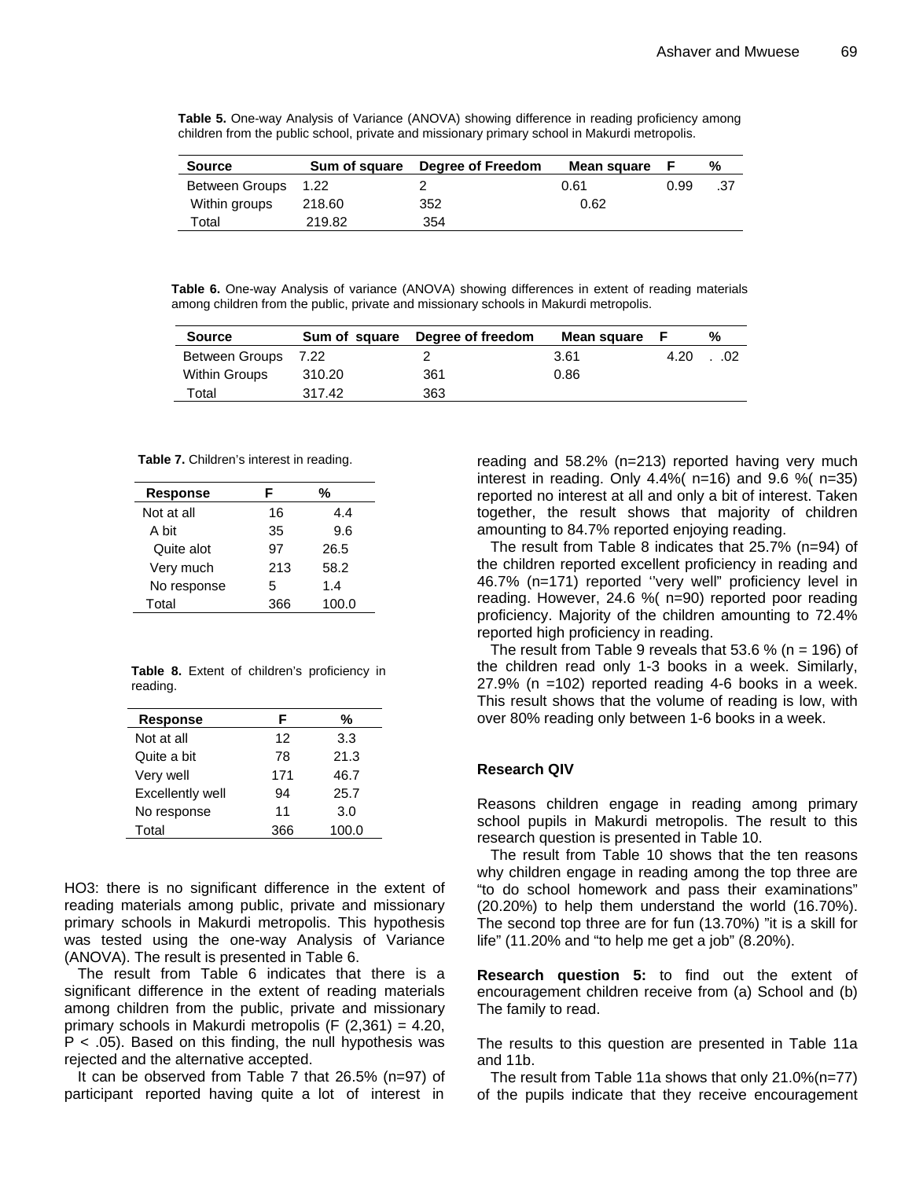**Table 5.** One-way Analysis of Variance (ANOVA) showing difference in reading proficiency among children from the public school, private and missionary primary school in Makurdi metropolis.

| Source | Sum of square | Degree of Freedom | Mean square | F | % |
|---|---|---|---|---|---|
| Between Groups | 1.22 | 2 | 0.61 | 0.99 | .37 |
| Within groups | 218.60 | 352 | 0.62 | | |
| Total | 219.82 | 354 | | | |

**Table 6.** One-way Analysis of variance (ANOVA) showing differences in extent of reading materials among children from the public, private and missionary schools in Makurdi metropolis.

| Source | Sum of square | Degree of freedom | Mean square | F | % |
|---|---|---|---|---|---|
| Between Groups | 7.22 | 2 | 3.61 | 4.20 | . .02 |
| Within Groups | 310.20 | 361 | 0.86 | | |
| Total | 317.42 | 363 | | | |

**Table 7.** Children's interest in reading.

| Response | F | % |
|---|---|---|
| Not at all | 16 | 4.4 |
| A bit | 35 | 9.6 |
| Quite alot | 97 | 26.5 |
| Very much | 213 | 58.2 |
| No response | 5 | 1.4 |
| Total | 366 | 100.0 |

**Table 8.** Extent of children's proficiency in reading.

| Response | F | % |
|---|---|---|
| Not at all | 12 | 3.3 |
| Quite a bit | 78 | 21.3 |
| Very well | 171 | 46.7 |
| Excellently well | 94 | 25.7 |
| No response | 11 | 3.0 |
| Total | 366 | 100.0 |

HO3: there is no significant difference in the extent of reading materials among public, private and missionary primary schools in Makurdi metropolis. This hypothesis was tested using the one-way Analysis of Variance (ANOVA). The result is presented in Table 6.

The result from Table 6 indicates that there is a significant difference in the extent of reading materials among children from the public, private and missionary primary schools in Makurdi metropolis ($F(2,361) = 4.20$, $P < .05$). Based on this finding, the null hypothesis was rejected and the alternative accepted.

It can be observed from Table 7 that 26.5% (n=97) of participant reported having quite a lot of interest in reading and 58.2% (n=213) reported having very much interest in reading. Only 4.4%( n=16) and 9.6 %( n=35) reported no interest at all and only a bit of interest. Taken together, the result shows that majority of children amounting to 84.7% reported enjoying reading.

The result from Table 8 indicates that 25.7% (n=94) of the children reported excellent proficiency in reading and 46.7% (n=171) reported ''very well" proficiency level in reading. However, 24.6 %( n=90) reported poor reading proficiency. Majority of the children amounting to 72.4% reported high proficiency in reading.

The result from Table 9 reveals that 53.6 % (n = 196) of the children read only 1-3 books in a week. Similarly, 27.9% (n =102) reported reading 4-6 books in a week. This result shows that the volume of reading is low, with over 80% reading only between 1-6 books in a week.

### Research QIV

Reasons children engage in reading among primary school pupils in Makurdi metropolis. The result to this research question is presented in Table 10.

The result from Table 10 shows that the ten reasons why children engage in reading among the top three are "to do school homework and pass their examinations" (20.20%) to help them understand the world (16.70%). The second top three are for fun (13.70%) "it is a skill for life" (11.20% and "to help me get a job" (8.20%).

**Research question 5:** to find out the extent of encouragement children receive from (a) School and (b) The family to read.

The results to this question are presented in Table 11a and 11b.

The result from Table 11a shows that only 21.0%(n=77) of the pupils indicate that they receive encouragement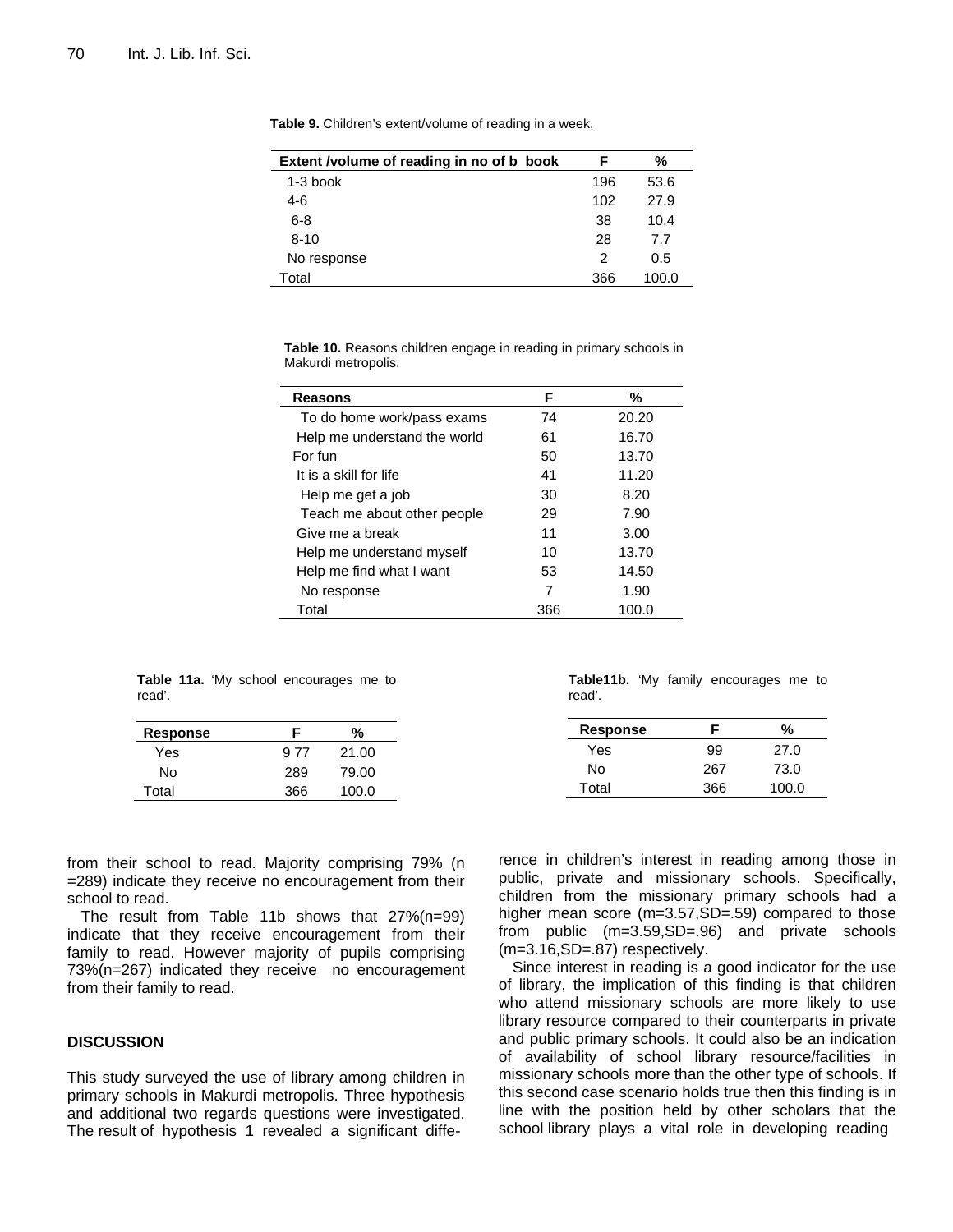**Table 9.** Children's extent/volume of reading in a week.

| Extent /volume of reading in no of b book | F | % |
|---|---|---|
| 1-3 book | 196 | 53.6 |
| 4-6 | 102 | 27.9 |
| 6-8 | 38 | 10.4 |
| 8-10 | 28 | 7.7 |
| No response | 2 | 0.5 |
| Total | 366 | 100.0 |

**Table 10.** Reasons children engage in reading in primary schools in Makurdi metropolis.

| Reasons | F | % |
|---|---|---|
| To do home work/pass exams | 74 | 20.20 |
| Help me understand the world | 61 | 16.70 |
| For fun | 50 | 13.70 |
| It is a skill for life | 41 | 11.20 |
| Help me get a job | 30 | 8.20 |
| Teach me about other people | 29 | 7.90 |
| Give me a break | 11 | 3.00 |
| Help me understand myself | 10 | 13.70 |
| Help me find what I want | 53 | 14.50 |
| No response | 7 | 1.90 |
| Total | 366 | 100.0 |

**Table 11a.** 'My school encourages me to read'.

| Response | F | % |
|---|---|---|
| Yes | 9 77 | 21.00 |
| No | 289 | 79.00 |
| Total | 366 | 100.0 |

**Table11b.** 'My family encourages me to read'.

| Response | F | % |
|---|---|---|
| Yes | 99 | 27.0 |
| No | 267 | 73.0 |
| Total | 366 | 100.0 |

from their school to read. Majority comprising 79% (n =289) indicate they receive no encouragement from their school to read.

The result from Table 11b shows that 27%(n=99) indicate that they receive encouragement from their family to read. However majority of pupils comprising 73%(n=267) indicated they receive no encouragement from their family to read.

## DISCUSSION

This study surveyed the use of library among children in primary schools in Makurdi metropolis. Three hypothesis and additional two regards questions were investigated. The result of hypothesis 1 revealed a significant difference in children's interest in reading among those in public, private and missionary schools. Specifically, children from the missionary primary schools had a higher mean score (m=3.57,SD=.59) compared to those from public (m=3.59,SD=.96) and private schools (m=3.16,SD=.87) respectively.

Since interest in reading is a good indicator for the use of library, the implication of this finding is that children who attend missionary schools are more likely to use library resource compared to their counterparts in private and public primary schools. It could also be an indication of availability of school library resource/facilities in missionary schools more than the other type of schools. If this second case scenario holds true then this finding is in line with the position held by other scholars that the school library plays a vital role in developing reading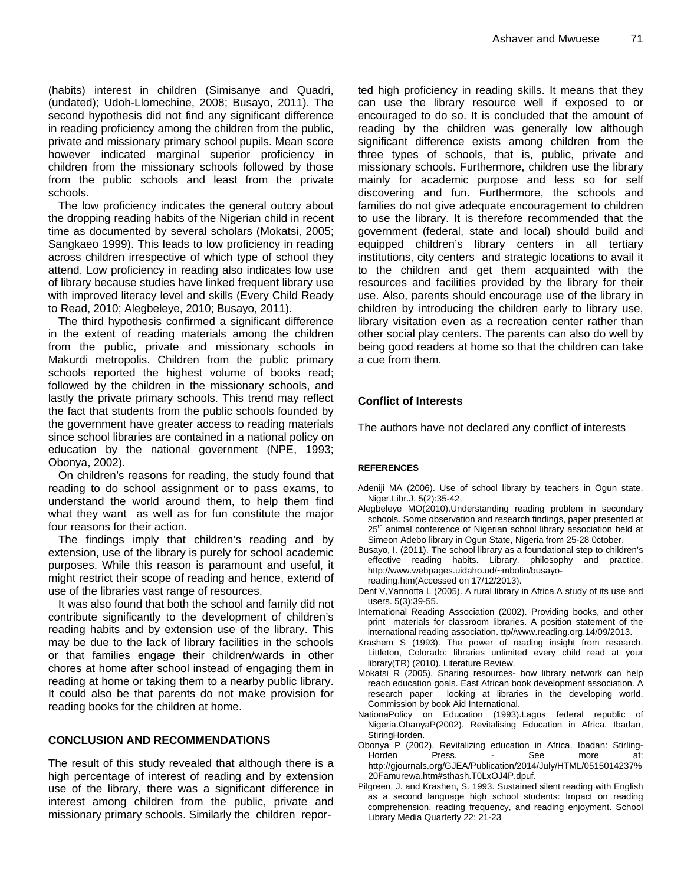(habits) interest in children (Simisanye and Quadri, (undated); Udoh-Llomechine, 2008; Busayo, 2011). The second hypothesis did not find any significant difference in reading proficiency among the children from the public, private and missionary primary school pupils. Mean score however indicated marginal superior proficiency in children from the missionary schools followed by those from the public schools and least from the private schools.

The low proficiency indicates the general outcry about the dropping reading habits of the Nigerian child in recent time as documented by several scholars (Mokatsi, 2005; Sangkaeo 1999). This leads to low proficiency in reading across children irrespective of which type of school they attend. Low proficiency in reading also indicates low use of library because studies have linked frequent library use with improved literacy level and skills (Every Child Ready to Read, 2010; Alegbeleye, 2010; Busayo, 2011).

The third hypothesis confirmed a significant difference in the extent of reading materials among the children from the public, private and missionary schools in Makurdi metropolis. Children from the public primary schools reported the highest volume of books read; followed by the children in the missionary schools, and lastly the private primary schools. This trend may reflect the fact that students from the public schools founded by the government have greater access to reading materials since school libraries are contained in a national policy on education by the national government (NPE, 1993; Obonya, 2002).

On children's reasons for reading, the study found that reading to do school assignment or to pass exams, to understand the world around them, to help them find what they want as well as for fun constitute the major four reasons for their action.

The findings imply that children's reading and by extension, use of the library is purely for school academic purposes. While this reason is paramount and useful, it might restrict their scope of reading and hence, extend of use of the libraries vast range of resources.

It was also found that both the school and family did not contribute significantly to the development of children's reading habits and by extension use of the library. This may be due to the lack of library facilities in the schools or that families engage their children/wards in other chores at home after school instead of engaging them in reading at home or taking them to a nearby public library. It could also be that parents do not make provision for reading books for the children at home.

## CONCLUSION AND RECOMMENDATIONS

The result of this study revealed that although there is a high percentage of interest of reading and by extension use of the library, there was a significant difference in interest among children from the public, private and missionary primary schools. Similarly the children reported high proficiency in reading skills. It means that they can use the library resource well if exposed to or encouraged to do so. It is concluded that the amount of reading by the children was generally low although significant difference exists among children from the three types of schools, that is, public, private and missionary schools. Furthermore, children use the library mainly for academic purpose and less so for self discovering and fun. Furthermore, the schools and families do not give adequate encouragement to children to use the library. It is therefore recommended that the government (federal, state and local) should build and equipped children's library centers in all tertiary institutions, city centers and strategic locations to avail it to the children and get them acquainted with the resources and facilities provided by the library for their use. Also, parents should encourage use of the library in children by introducing the children early to library use, library visitation even as a recreation center rather than other social play centers. The parents can also do well by being good readers at home so that the children can take a cue from them.

## Conflict of Interests

The authors have not declared any conflict of interests

### REFERENCES

Adeniji MA (2006). Use of school library by teachers in Ogun state. Niger.Libr.J. 5(2):35-42.

Alegbeleye MO(2010).Understanding reading problem in secondary schools. Some observation and research findings, paper presented at 25th animal conference of Nigerian school library association held at Simeon Adebo library in Ogun State, Nigeria from 25-28 0ctober.

Busayo, I. (2011). The school library as a foundational step to children's effective reading habits. Library, philosophy and practice. http://www.webpages.uidaho.ud/~mbolin/busayo-reading.htm(Accessed on 17/12/2013).

Dent V,Yannotta L (2005). A rural library in Africa.A study of its use and users. 5(3):39-55.

International Reading Association (2002). Providing books, and other print materials for classroom libraries. A position statement of the international reading association. ttp//www.reading.org.14/09/2013.

Krashem S (1993). The power of reading insight from research. Littleton, Colorado: libraries unlimited every child read at your library(TR) (2010). Literature Review.

Mokatsi R (2005). Sharing resources- how library network can help reach education goals. East African book development association. A research paper looking at libraries in the developing world. Commission by book Aid International.

NationaPolicy on Education (1993).Lagos federal republic of Nigeria.ObanyaP(2002). Revitalising Education in Africa. Ibadan, StiringHorden.

Obonya P (2002). Revitalizing education in Africa. Ibadan: Stirling-Horden Press. - See more at: http://gjournals.org/GJEA/Publication/2014/July/HTML/0515014237%20Famurewa.htm#sthash.T0LxOJ4P.dpuf.

Pilgreen, J. and Krashen, S. 1993. Sustained silent reading with English as a second language high school students: Impact on reading comprehension, reading frequency, and reading enjoyment. School Library Media Quarterly 22: 21-23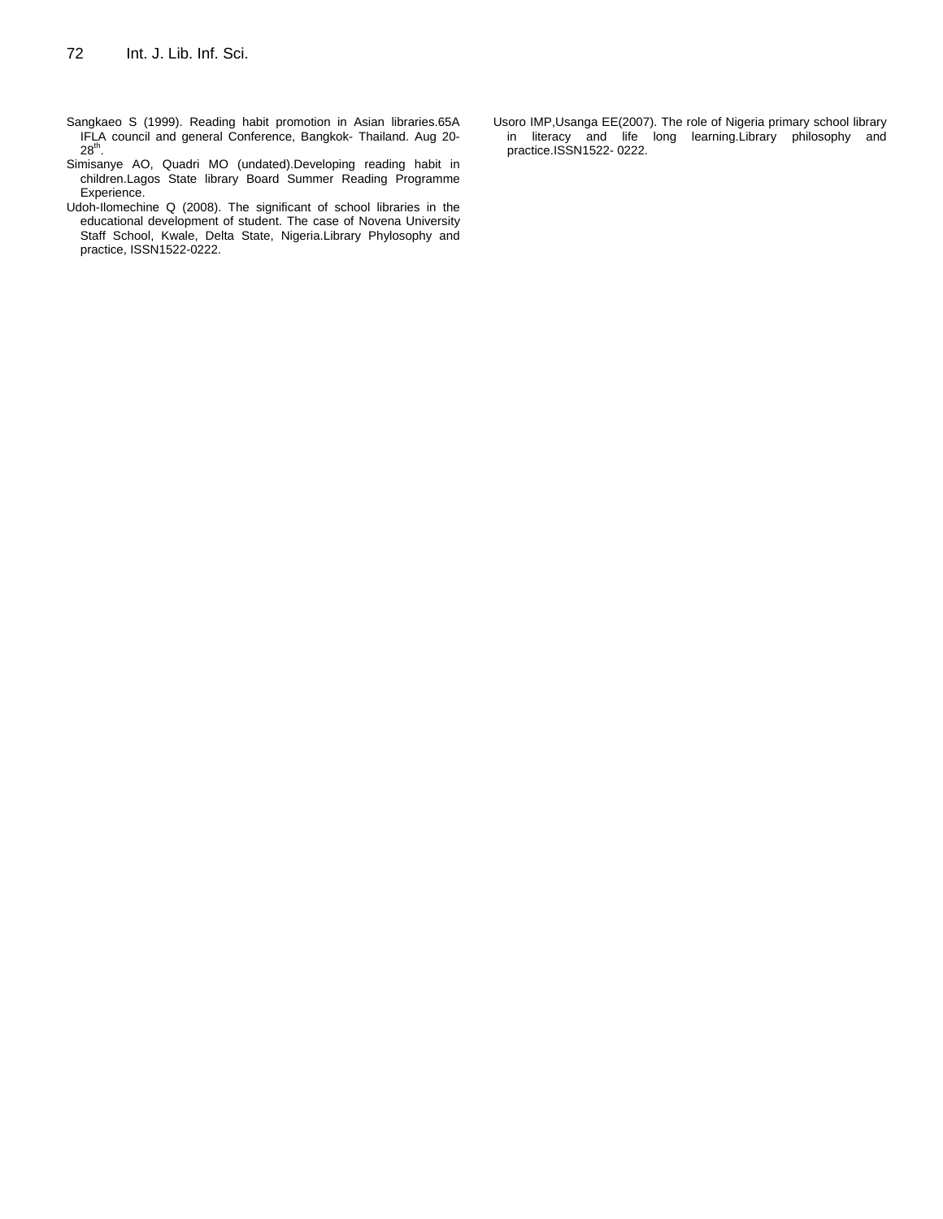Sangkaeo S (1999). Reading habit promotion in Asian libraries.65A IFLA council and general Conference, Bangkok- Thailand. Aug 20-28th.

Simisanye AO, Quadri MO (undated).Developing reading habit in children.Lagos State library Board Summer Reading Programme Experience.

Udoh-Ilomechine Q (2008). The significant of school libraries in the educational development of student. The case of Novena University Staff School, Kwale, Delta State, Nigeria.Library Phylosophy and practice, ISSN1522-0222.

Usoro IMP,Usanga EE(2007). The role of Nigeria primary school library in literacy and life long learning.Library philosophy and practice.ISSN1522- 0222.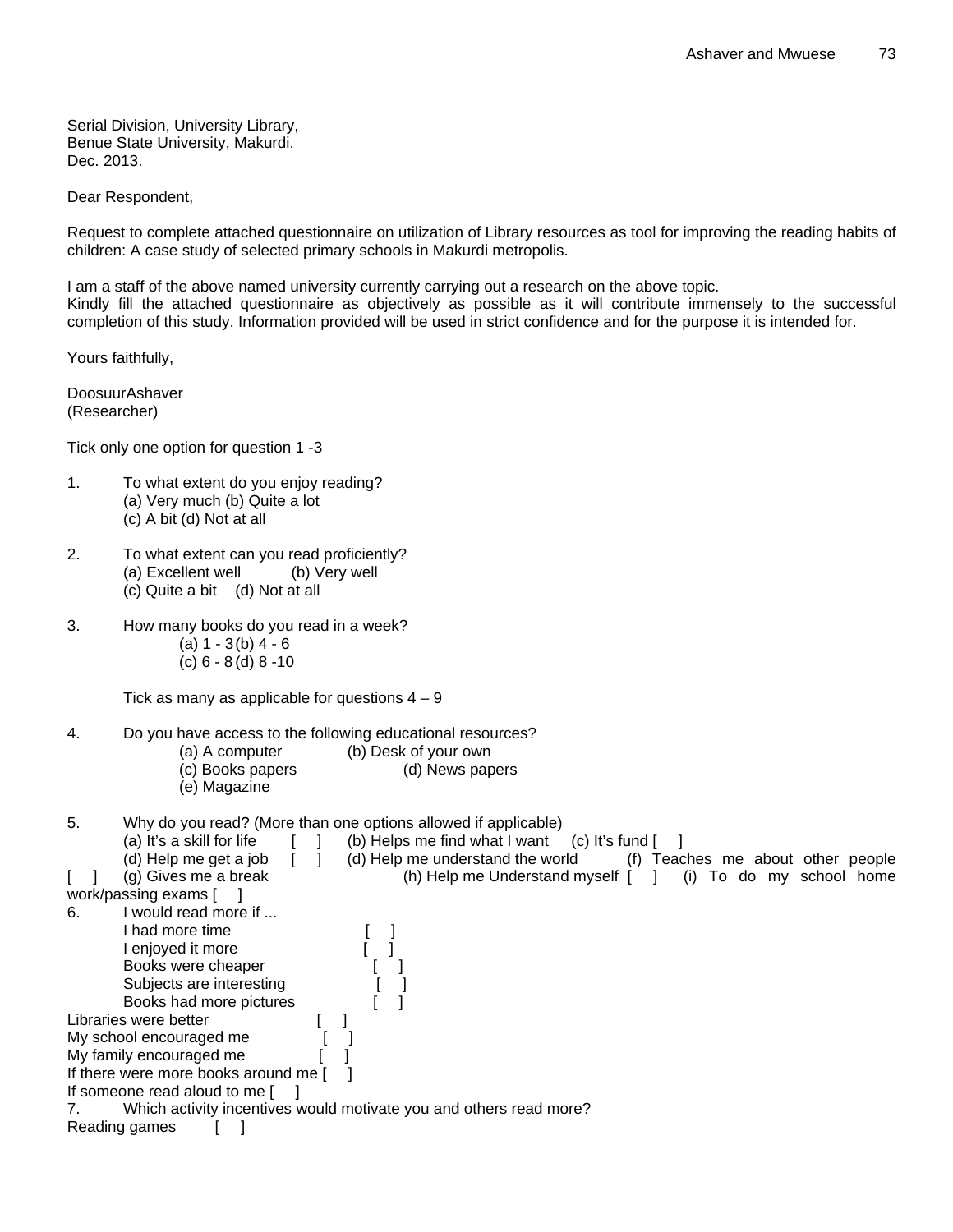Serial Division, University Library,
Benue State University, Makurdi.
Dec. 2013.

Dear Respondent,

Request to complete attached questionnaire on utilization of Library resources as tool for improving the reading habits of children: A case study of selected primary schools in Makurdi metropolis.

I am a staff of the above named university currently carrying out a research on the above topic.
Kindly fill the attached questionnaire as objectively as possible as it will contribute immensely to the successful completion of this study. Information provided will be used in strict confidence and for the purpose it is intended for.

Yours faithfully,

DoosuurAshaver
(Researcher)

Tick only one option for question 1 -3

1. To what extent do you enjoy reading?
   (a) Very much (b) Quite a lot
   (c) A bit (d) Not at all

2. To what extent can you read proficiently?
   (a) Excellent well (b) Very well
   (c) Quite a bit (d) Not at all

3. How many books do you read in a week?
   (a) 1 - 3 (b) 4 - 6
   (c) 6 - 8 (d) 8 -10

Tick as many as applicable for questions 4 – 9

4. Do you have access to the following educational resources?
   (a) A computer (b) Desk of your own
   (c) Books papers (d) News papers
   (e) Magazine

5. Why do you read? (More than one options allowed if applicable)
   (a) It's a skill for life [ ] (b) Helps me find what I want (c) It's fund [ ]
   (d) Help me get a job [ ] (d) Help me understand the world (f) Teaches me about other people [ ] (g) Gives me a break (h) Help me Understand myself [ ] (i) To do my school home work/passing exams [ ]

6. I would read more if ...
   I had more time [ ]
   I enjoyed it more [ ]
   Books were cheaper [ ]
   Subjects are interesting [ ]
   Books had more pictures [ ]
   Libraries were better [ ]
   My school encouraged me [ ]
   My family encouraged me [ ]
   If there were more books around me [ ]
   If someone read aloud to me [ ]

7. Which activity incentives would motivate you and others read more?
   Reading games [ ]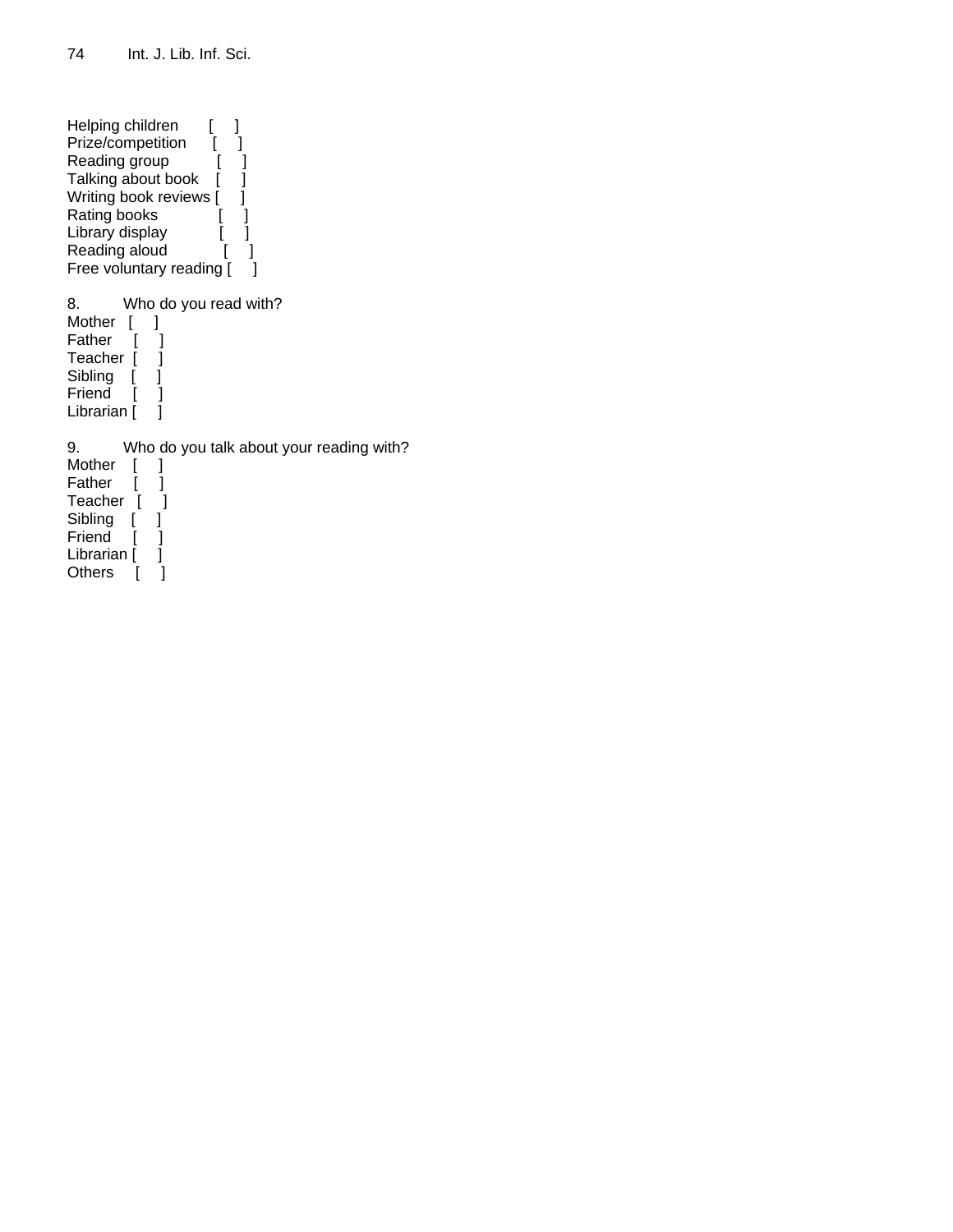Helping children [ ]
Prize/competition [ ]
Reading group [ ]
Talking about book [ ]
Writing book reviews [ ]
Rating books [ ]
Library display [ ]
Reading aloud [ ]
Free voluntary reading [ ]

8. Who do you read with?
Mother [ ]
Father [ ]
Teacher [ ]
Sibling [ ]
Friend [ ]
Librarian [ ]

9. Who do you talk about your reading with?
Mother [ ]
Father [ ]
Teacher [ ]
Sibling [ ]
Friend [ ]
Librarian [ ]
Others [ ]